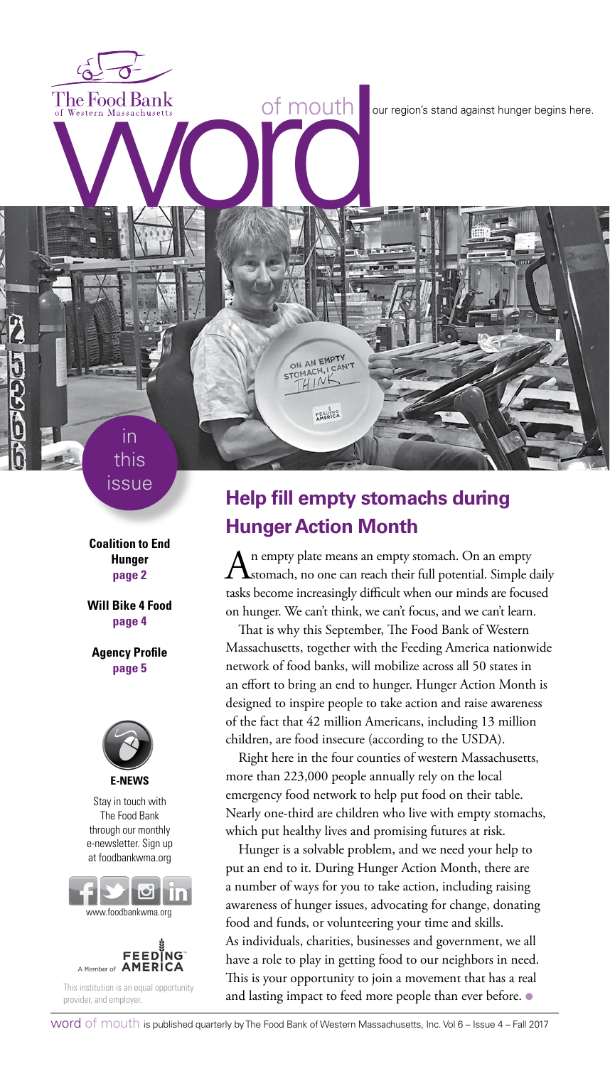The Food Bank of Western Massachusetts

# word of mouth

our region's stand against hunger begins here.

## in this issue

**Coalition to End Hunger**
**page 2**

**Will Bike 4 Food**
**page 4**

**Agency Profile**
**page 5**

**E-NEWS**

Stay in touch with The Food Bank through our monthly e-newsletter. Sign up at foodbankwma.org

www.foodbankwma.org

A Member of FEEDING AMERICA

This institution is an equal opportunity provider, and employer.

## Help fill empty stomachs during Hunger Action Month

An empty plate means an empty stomach. On an empty stomach, no one can reach their full potential. Simple daily tasks become increasingly difficult when our minds are focused on hunger. We can't think, we can't focus, and we can't learn.

That is why this September, The Food Bank of Western Massachusetts, together with the Feeding America nationwide network of food banks, will mobilize across all 50 states in an effort to bring an end to hunger. Hunger Action Month is designed to inspire people to take action and raise awareness of the fact that 42 million Americans, including 13 million children, are food insecure (according to the USDA).

Right here in the four counties of western Massachusetts, more than 223,000 people annually rely on the local emergency food network to help put food on their table. Nearly one-third are children who live with empty stomachs, which put healthy lives and promising futures at risk.

Hunger is a solvable problem, and we need your help to put an end to it. During Hunger Action Month, there are a number of ways for you to take action, including raising awareness of hunger issues, advocating for change, donating food and funds, or volunteering your time and skills. As individuals, charities, businesses and government, we all have a role to play in getting food to our neighbors in need. This is your opportunity to join a movement that has a real and lasting impact to feed more people than ever before.

word of mouth is published quarterly by The Food Bank of Western Massachusetts, Inc. Vol 6 – Issue 4 – Fall 2017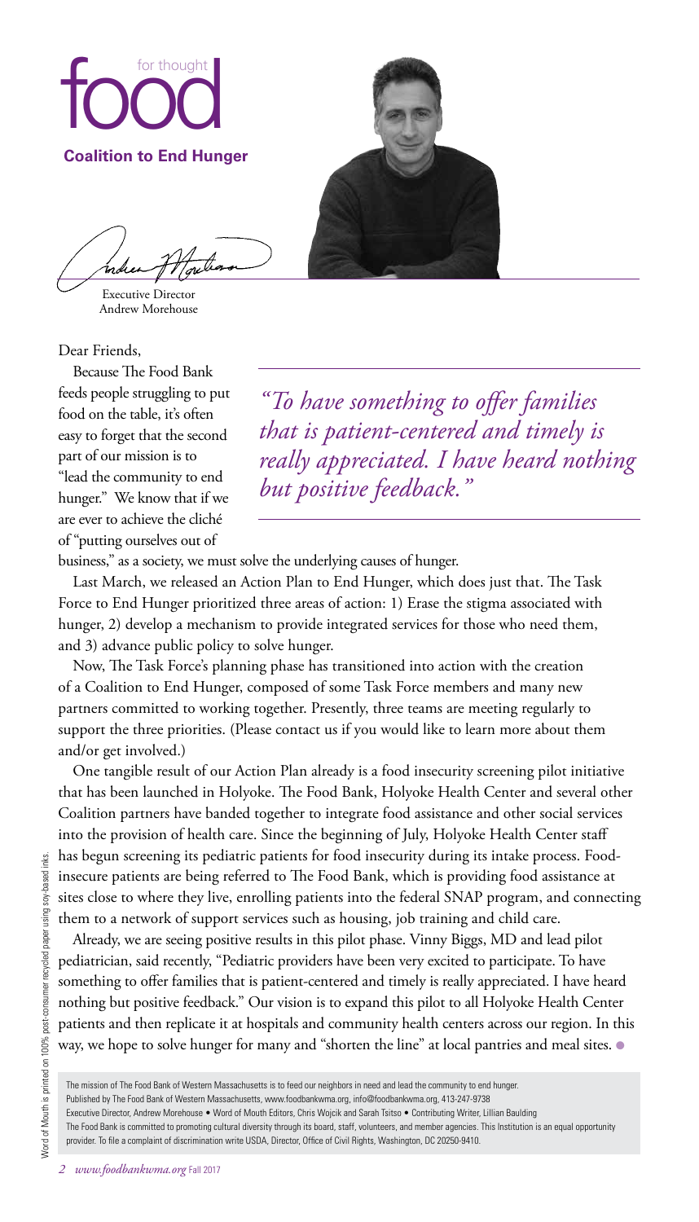# food for thought

**Coalition to End Hunger**

Executive Director
Andrew Morehouse

Dear Friends,

Because The Food Bank feeds people struggling to put food on the table, it's often easy to forget that the second part of our mission is to "lead the community to end hunger." We know that if we are ever to achieve the cliché of "putting ourselves out of business," as a society, we must solve the underlying causes of hunger.

> *"To have something to offer families that is patient-centered and timely is really appreciated. I have heard nothing but positive feedback."*

Last March, we released an Action Plan to End Hunger, which does just that. The Task Force to End Hunger prioritized three areas of action: 1) Erase the stigma associated with hunger, 2) develop a mechanism to provide integrated services for those who need them, and 3) advance public policy to solve hunger.

Now, The Task Force's planning phase has transitioned into action with the creation of a Coalition to End Hunger, composed of some Task Force members and many new partners committed to working together. Presently, three teams are meeting regularly to support the three priorities. (Please contact us if you would like to learn more about them and/or get involved.)

One tangible result of our Action Plan already is a food insecurity screening pilot initiative that has been launched in Holyoke. The Food Bank, Holyoke Health Center and several other Coalition partners have banded together to integrate food assistance and other social services into the provision of health care. Since the beginning of July, Holyoke Health Center staff has begun screening its pediatric patients for food insecurity during its intake process. Food-insecure patients are being referred to The Food Bank, which is providing food assistance at sites close to where they live, enrolling patients into the federal SNAP program, and connecting them to a network of support services such as housing, job training and child care.

Already, we are seeing positive results in this pilot phase. Vinny Biggs, MD and lead pilot pediatrician, said recently, "Pediatric providers have been very excited to participate. To have something to offer families that is patient-centered and timely is really appreciated. I have heard nothing but positive feedback." Our vision is to expand this pilot to all Holyoke Health Center patients and then replicate it at hospitals and community health centers across our region. In this way, we hope to solve hunger for many and "shorten the line" at local pantries and meal sites. ●

---

The mission of The Food Bank of Western Massachusetts is to feed our neighbors in need and lead the community to end hunger.
Published by The Food Bank of Western Massachusetts, www.foodbankwma.org, info@foodbankwma.org, 413-247-9738
Executive Director, Andrew Morehouse • Word of Mouth Editors, Chris Wojcik and Sarah Tsitso • Contributing Writer, Lillian Baulding
The Food Bank is committed to promoting cultural diversity through its board, staff, volunteers, and member agencies. This Institution is an equal opportunity provider. To file a complaint of discrimination write USDA, Director, Office of Civil Rights, Washington, DC 20250-9410.

Word of Mouth is printed on 100% post-consumer recycled paper using soy-based inks.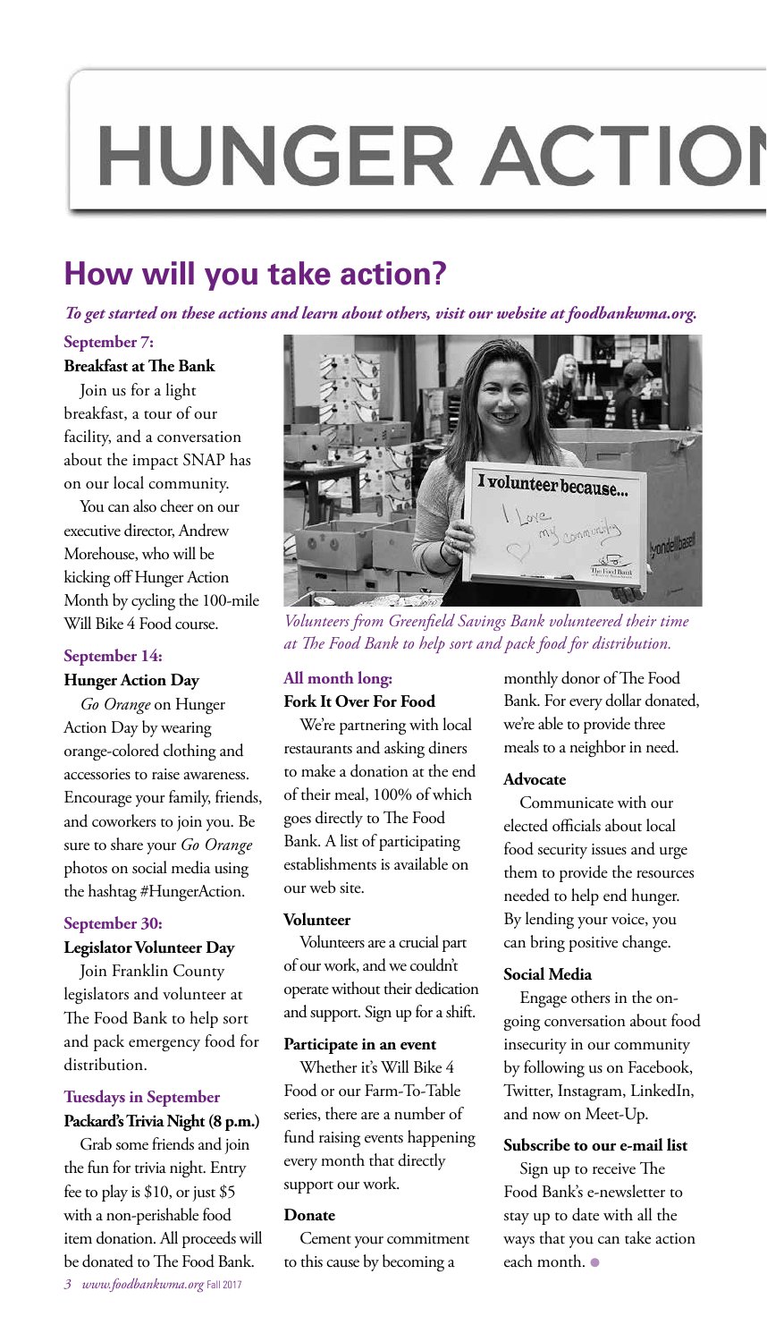# HUNGER ACTION

## How will you take action?

*To get started on these actions and learn about others, visit our website at foodbankwma.org.*

**September 7:**

### Breakfast at The Bank

Join us for a light breakfast, a tour of our facility, and a conversation about the impact SNAP has on our local community.

You can also cheer on our executive director, Andrew Morehouse, who will be kicking off Hunger Action Month by cycling the 100-mile Will Bike 4 Food course.

**September 14:**

### Hunger Action Day

*Go Orange* on Hunger Action Day by wearing orange-colored clothing and accessories to raise awareness. Encourage your family, friends, and coworkers to join you. Be sure to share your *Go Orange* photos on social media using the hashtag #HungerAction.

**September 30:**

### Legislator Volunteer Day

Join Franklin County legislators and volunteer at The Food Bank to help sort and pack emergency food for distribution.

**Tuesdays in September**

### Packard's Trivia Night (8 p.m.)

Grab some friends and join the fun for trivia night. Entry fee to play is $10, or just $5 with a non-perishable food item donation. All proceeds will be donated to The Food Bank.

*Volunteers from Greenfield Savings Bank volunteered their time at The Food Bank to help sort and pack food for distribution.*

**All month long:**

### Fork It Over For Food

We're partnering with local restaurants and asking diners to make a donation at the end of their meal, 100% of which goes directly to The Food Bank. A list of participating establishments is available on our web site.

### Volunteer

Volunteers are a crucial part of our work, and we couldn't operate without their dedication and support. Sign up for a shift.

### Participate in an event

Whether it's Will Bike 4 Food or our Farm-To-Table series, there are a number of fund raising events happening every month that directly support our work.

### Donate

Cement your commitment to this cause by becoming a monthly donor of The Food Bank. For every dollar donated, we're able to provide three meals to a neighbor in need.

### Advocate

Communicate with our elected officials about local food security issues and urge them to provide the resources needed to help end hunger. By lending your voice, you can bring positive change.

### Social Media

Engage others in the on-going conversation about food insecurity in our community by following us on Facebook, Twitter, Instagram, LinkedIn, and now on Meet-Up.

### Subscribe to our e-mail list

Sign up to receive The Food Bank's e-newsletter to stay up to date with all the ways that you can take action each month.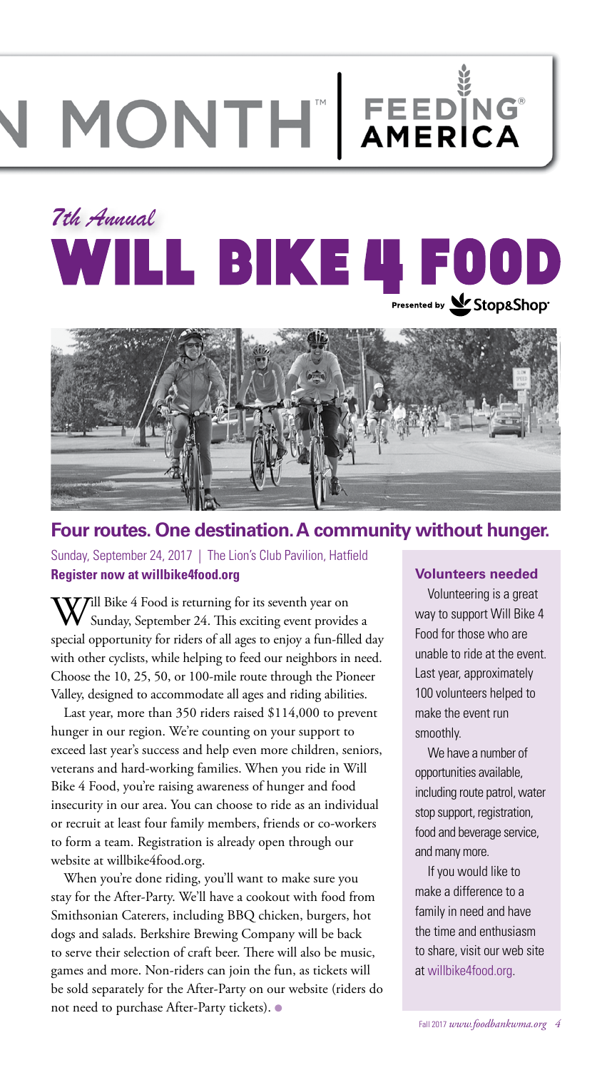N MONTH™ | FEEDING AMERICA®

*7th Annual*

# WILL BIKE 4 FOOD

Presented by Stop&Shop

## Four routes. One destination. A community without hunger.

Sunday, September 24, 2017 | The Lion's Club Pavilion, Hatfield
**Register now at willbike4food.org**

Will Bike 4 Food is returning for its seventh year on Sunday, September 24. This exciting event provides a special opportunity for riders of all ages to enjoy a fun-filled day with other cyclists, while helping to feed our neighbors in need. Choose the 10, 25, 50, or 100-mile route through the Pioneer Valley, designed to accommodate all ages and riding abilities.

Last year, more than 350 riders raised $114,000 to prevent hunger in our region. We're counting on your support to exceed last year's success and help even more children, seniors, veterans and hard-working families. When you ride in Will Bike 4 Food, you're raising awareness of hunger and food insecurity in our area. You can choose to ride as an individual or recruit at least four family members, friends or co-workers to form a team. Registration is already open through our website at willbike4food.org.

When you're done riding, you'll want to make sure you stay for the After-Party. We'll have a cookout with food from Smithsonian Caterers, including BBQ chicken, burgers, hot dogs and salads. Berkshire Brewing Company will be back to serve their selection of craft beer. There will also be music, games and more. Non-riders can join the fun, as tickets will be sold separately for the After-Party on our website (riders do not need to purchase After-Party tickets).

### Volunteers needed

Volunteering is a great way to support Will Bike 4 Food for those who are unable to ride at the event. Last year, approximately 100 volunteers helped to make the event run smoothly.

We have a number of opportunities available, including route patrol, water stop support, registration, food and beverage service, and many more.

If you would like to make a difference to a family in need and have the time and enthusiasm to share, visit our web site at willbike4food.org.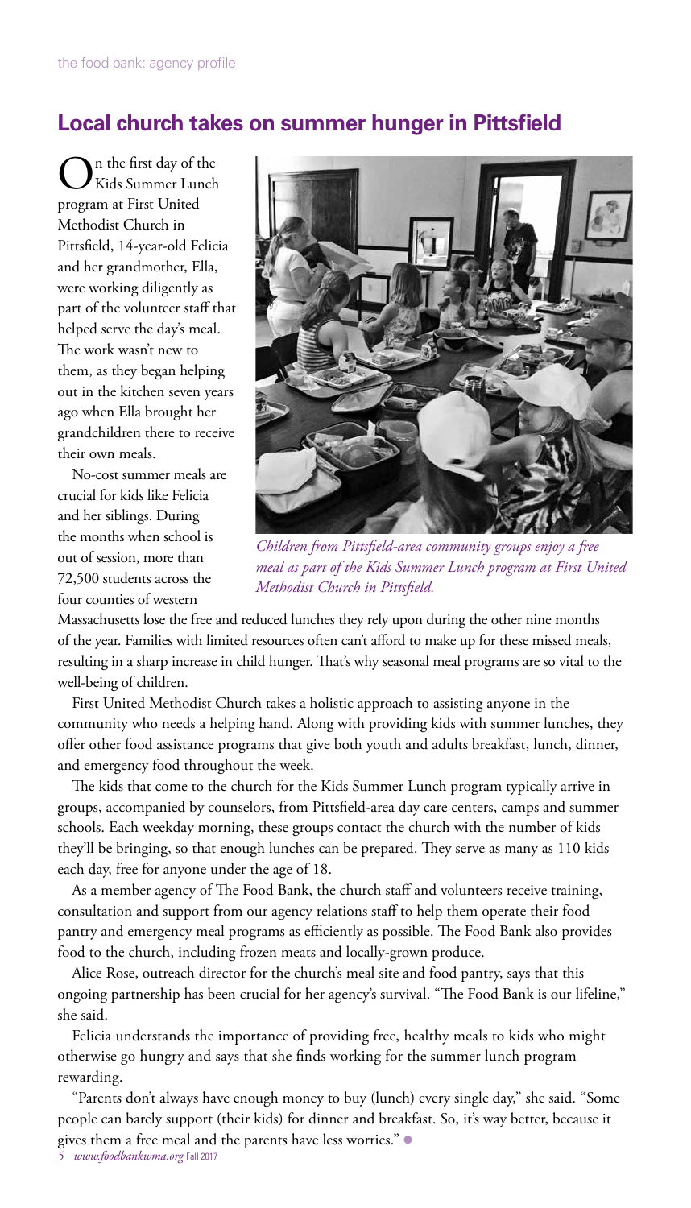## Local church takes on summer hunger in Pittsfield

On the first day of the Kids Summer Lunch program at First United Methodist Church in Pittsfield, 14-year-old Felicia and her grandmother, Ella, were working diligently as part of the volunteer staff that helped serve the day's meal. The work wasn't new to them, as they began helping out in the kitchen seven years ago when Ella brought her grandchildren there to receive their own meals.

No-cost summer meals are crucial for kids like Felicia and her siblings. During the months when school is out of session, more than 72,500 students across the four counties of western Massachusetts lose the free and reduced lunches they rely upon during the other nine months of the year. Families with limited resources often can't afford to make up for these missed meals, resulting in a sharp increase in child hunger. That's why seasonal meal programs are so vital to the well-being of children.

*Children from Pittsfield-area community groups enjoy a free meal as part of the Kids Summer Lunch program at First United Methodist Church in Pittsfield.*

First United Methodist Church takes a holistic approach to assisting anyone in the community who needs a helping hand. Along with providing kids with summer lunches, they offer other food assistance programs that give both youth and adults breakfast, lunch, dinner, and emergency food throughout the week.

The kids that come to the church for the Kids Summer Lunch program typically arrive in groups, accompanied by counselors, from Pittsfield-area day care centers, camps and summer schools. Each weekday morning, these groups contact the church with the number of kids they'll be bringing, so that enough lunches can be prepared. They serve as many as 110 kids each day, free for anyone under the age of 18.

As a member agency of The Food Bank, the church staff and volunteers receive training, consultation and support from our agency relations staff to help them operate their food pantry and emergency meal programs as efficiently as possible. The Food Bank also provides food to the church, including frozen meats and locally-grown produce.

Alice Rose, outreach director for the church's meal site and food pantry, says that this ongoing partnership has been crucial for her agency's survival. "The Food Bank is our lifeline," she said.

Felicia understands the importance of providing free, healthy meals to kids who might otherwise go hungry and says that she finds working for the summer lunch program rewarding.

"Parents don't always have enough money to buy (lunch) every single day," she said. "Some people can barely support (their kids) for dinner and breakfast. So, it's way better, because it gives them a free meal and the parents have less worries."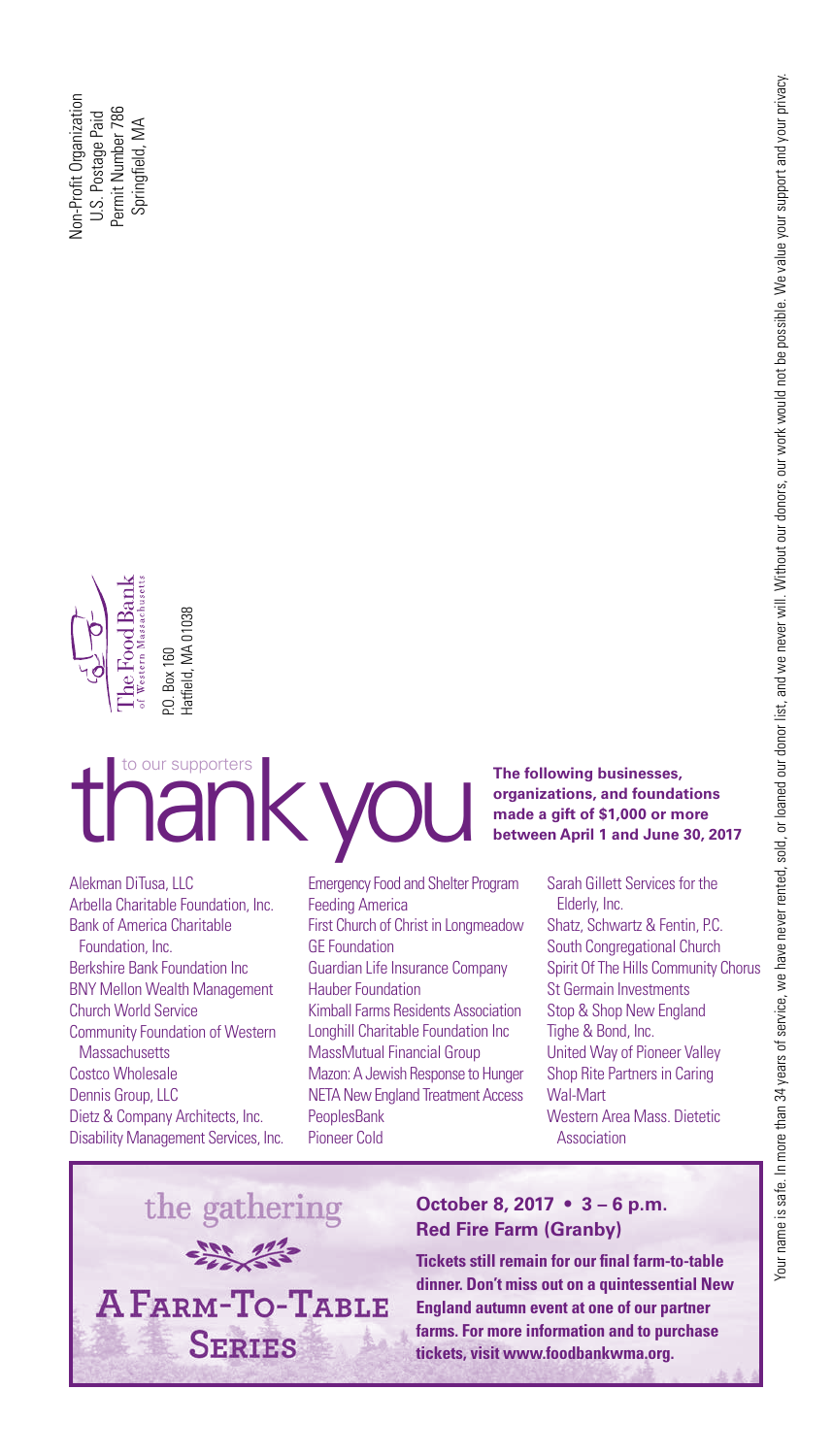Non-Profit Organization
U.S. Postage Paid
Permit Number 786
Springfield, MA

The Food Bank of Western Massachusetts
P.O. Box 160
Hatfield, MA 01038

# thank you

to our supporters

**The following businesses, organizations, and foundations made a gift of $1,000 or more between April 1 and June 30, 2017**

Alekman DiTusa, LLC
Arbella Charitable Foundation, Inc.
Bank of America Charitable Foundation, Inc.
Berkshire Bank Foundation Inc
BNY Mellon Wealth Management
Church World Service
Community Foundation of Western Massachusetts
Costco Wholesale
Dennis Group, LLC
Dietz & Company Architects, Inc.
Disability Management Services, Inc.
Emergency Food and Shelter Program
Feeding America
First Church of Christ in Longmeadow
GE Foundation
Guardian Life Insurance Company
Hauber Foundation
Kimball Farms Residents Association
Longhill Charitable Foundation Inc
MassMutual Financial Group
Mazon: A Jewish Response to Hunger
NETA New England Treatment Access
PeoplesBank
Pioneer Cold
Sarah Gillett Services for the Elderly, Inc.
Shatz, Schwartz & Fentin, P.C.
South Congregational Church
Spirit Of The Hills Community Chorus
St Germain Investments
Stop & Shop New England
Tighe & Bond, Inc.
United Way of Pioneer Valley
Shop Rite Partners in Caring
Wal-Mart
Western Area Mass. Dietetic Association

## the gathering

## A Farm-To-Table Series

**October 8, 2017 • 3 – 6 p.m.**
**Red Fire Farm (Granby)**

**Tickets still remain for our final farm-to-table dinner. Don't miss out on a quintessential New England autumn event at one of our partner farms. For more information and to purchase tickets, visit www.foodbankwma.org.**

Your name is safe. In more than 34 years of service, we have never rented, sold, or loaned our donor list, and we never will. Without our donors, our work would not be possible. We value your support and your privacy.